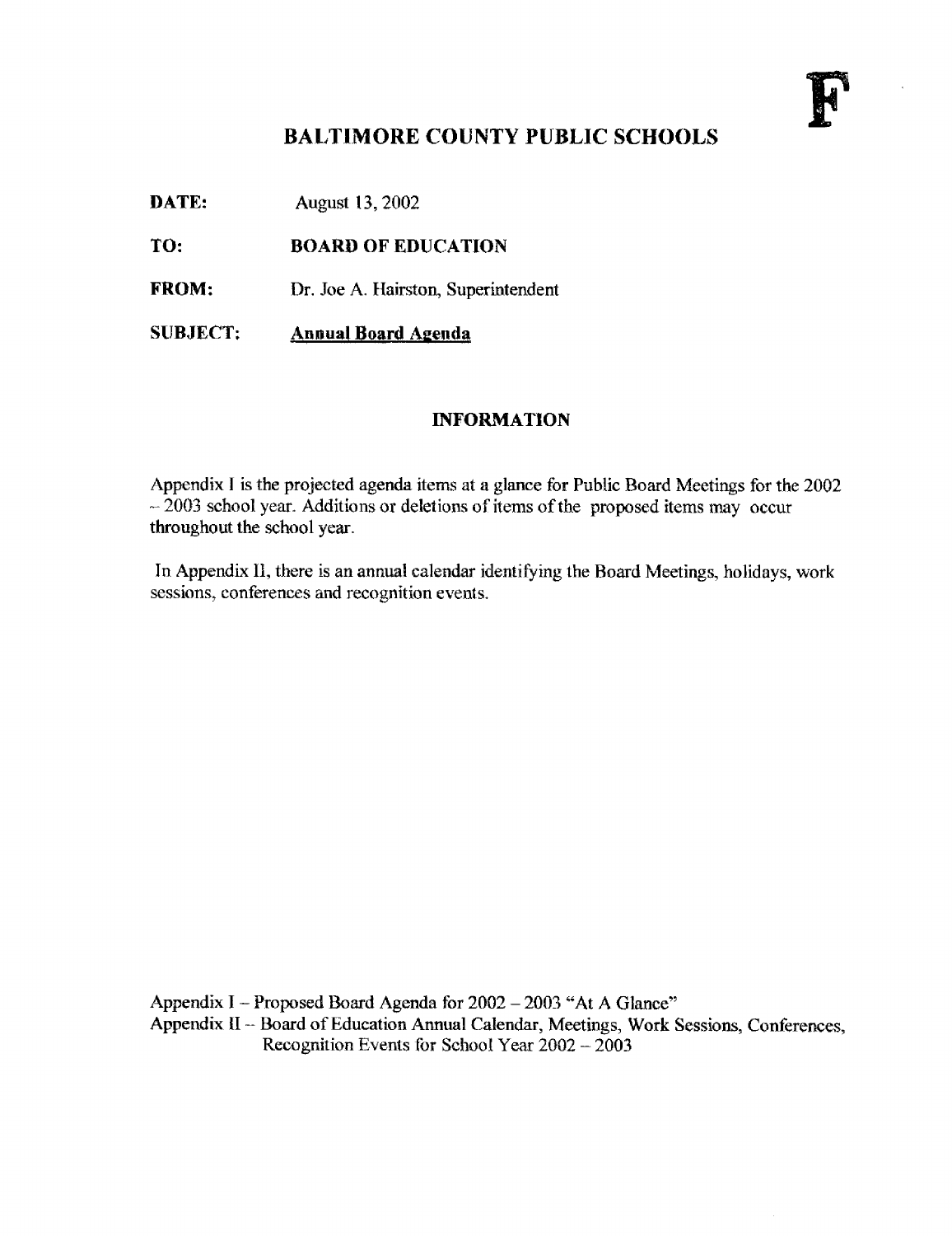F

# BALTIMORE COUNTY PUBLIC SCHOOLS

**DATE:** August 13, 2002

**TO:** **BOARD OF EDUCATION**

**FROM:** Dr. Joe A. Hairston, Superintendent

**SUBJECT:** **Annual Board Agenda**

## INFORMATION

Appendix I is the projected agenda items at a glance for Public Board Meetings for the 2002 – 2003 school year. Additions or deletions of items of the proposed items may occur throughout the school year.

In Appendix II, there is an annual calendar identifying the Board Meetings, holidays, work sessions, conferences and recognition events.

Appendix I – Proposed Board Agenda for 2002 – 2003 "At A Glance"

Appendix II – Board of Education Annual Calendar, Meetings, Work Sessions, Conferences, Recognition Events for School Year 2002 – 2003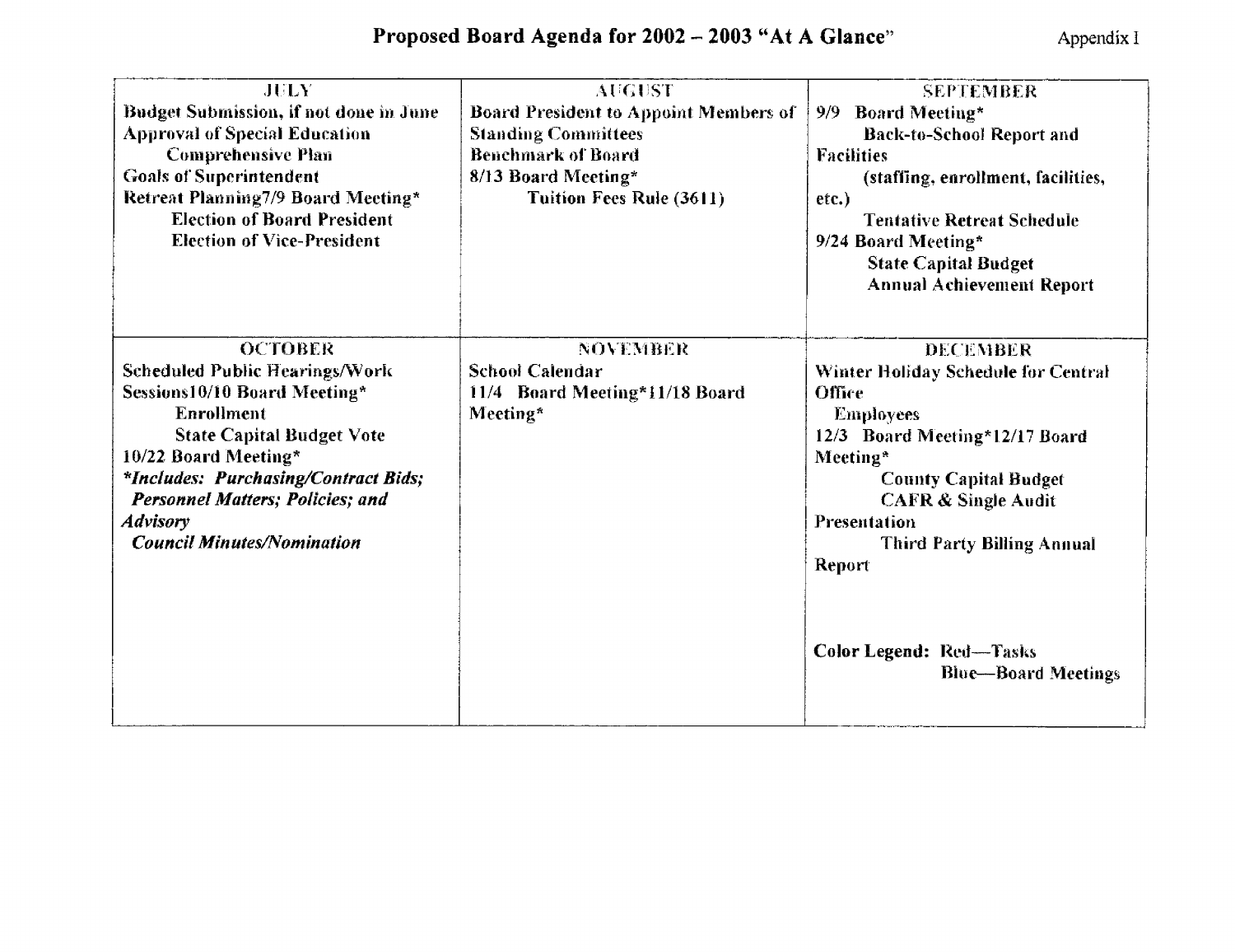# Proposed Board Agenda for 2002 – 2003 "At A Glance"

Appendix I

| JULY | AUGUST | SEPTEMBER |
| --- | --- | --- |
| Budget Submission, if not done in June<br>Approval of Special Education Comprehensive Plan<br>Goals of Superintendent<br>Retreat Planning7/9 Board Meeting*<br>Election of Board President<br>Election of Vice-President | Board President to Appoint Members of Standing Committees<br>Benchmark of Board<br>8/13 Board Meeting*<br>Tuition Fees Rule (3611) | 9/9 Board Meeting*<br>Back-to-School Report and Facilities<br>(staffing, enrollment, facilities, etc.)<br>Tentative Retreat Schedule<br>9/24 Board Meeting*<br>State Capital Budget<br>Annual Achievement Report |
| **OCTOBER** | **NOVEMBER** | **DECEMBER** |
| Scheduled Public Hearings/Work Sessions10/10 Board Meeting*<br>Enrollment<br>State Capital Budget Vote<br>10/22 Board Meeting*<br>*\*Includes: Purchasing/Contract Bids; Personnel Matters; Policies; and Advisory Council Minutes/Nomination* | School Calendar<br>11/4 Board Meeting*11/18 Board Meeting* | Winter Holiday Schedule for Central Office Employees<br>12/3 Board Meeting*12/17 Board Meeting*<br>County Capital Budget<br>CAFR & Single Audit Presentation<br>Third Party Billing Annual Report<br><br>Color Legend: Red—Tasks<br>Blue—Board Meetings |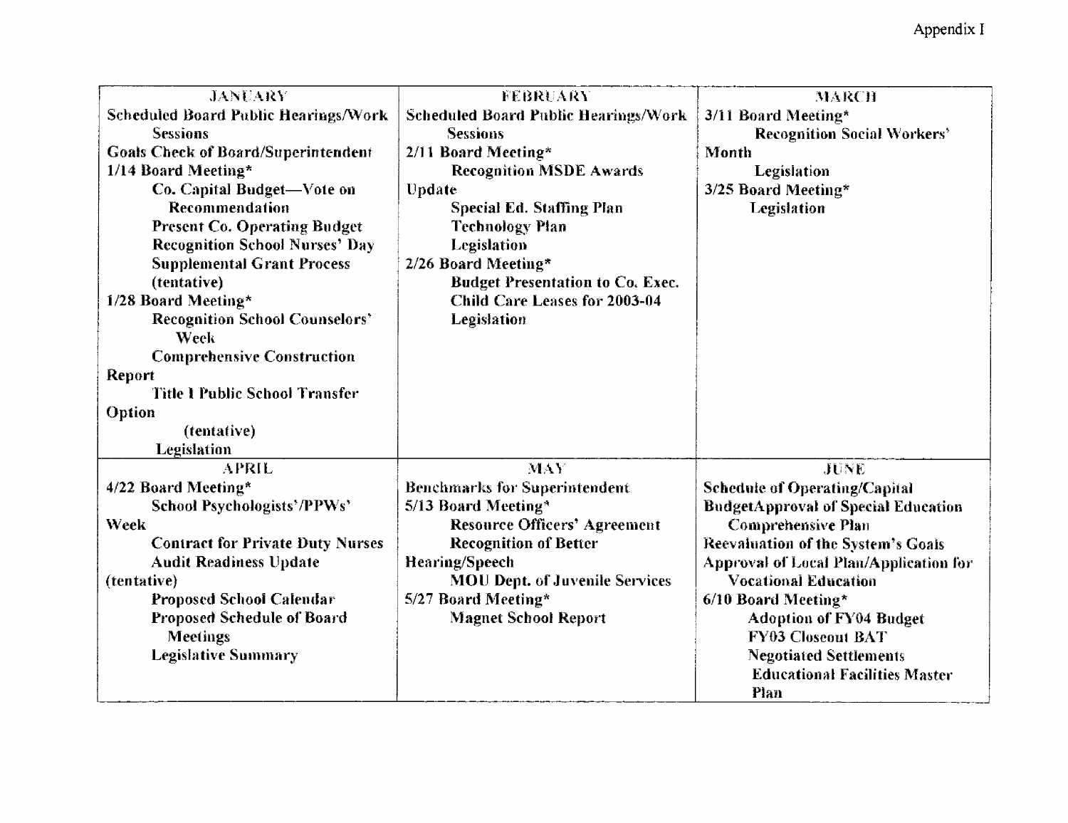Appendix I

| JANUARY | FEBRUARY | MARCH |
|---|---|---|
| Scheduled Board Public Hearings/Work Sessions<br>Goals Check of Board/Superintendent<br>1/14 Board Meeting*<br>Co. Capital Budget—Vote on Recommendation<br>Present Co. Operating Budget<br>Recognition School Nurses' Day<br>Supplemental Grant Process (tentative)<br>1/28 Board Meeting*<br>Recognition School Counselors' Week<br>Comprehensive Construction Report<br>Title 1 Public School Transfer Option (tentative)<br>Legislation | Scheduled Board Public Hearings/Work Sessions<br>2/11 Board Meeting*<br>Recognition MSDE Awards Update<br>Special Ed. Staffing Plan<br>Technology Plan<br>Legislation<br>2/26 Board Meeting*<br>Budget Presentation to Co. Exec.<br>Child Care Leases for 2003-04<br>Legislation | 3/11 Board Meeting*<br>Recognition Social Workers' Month<br>Legislation<br>3/25 Board Meeting*<br>Legislation |
| **APRIL** | **MAY** | **JUNE** |
| 4/22 Board Meeting*<br>School Psychologists'/PPWs' Week<br>Contract for Private Duty Nurses<br>Audit Readiness Update (tentative)<br>Proposed School Calendar<br>Proposed Schedule of Board Meetings<br>Legislative Summary | Benchmarks for Superintendent<br>5/13 Board Meeting*<br>Resource Officers' Agreement<br>Recognition of Better Hearing/Speech<br>MOU Dept. of Juvenile Services<br>5/27 Board Meeting*<br>Magnet School Report | Schedule of Operating/Capital BudgetApproval of Special Education Comprehensive Plan<br>Reevaluation of the System's Goals<br>Approval of Local Plan/Application for Vocational Education<br>6/10 Board Meeting*<br>Adoption of FY04 Budget<br>FY03 Closeout BAT<br>Negotiated Settlements<br>Educational Facilities Master Plan |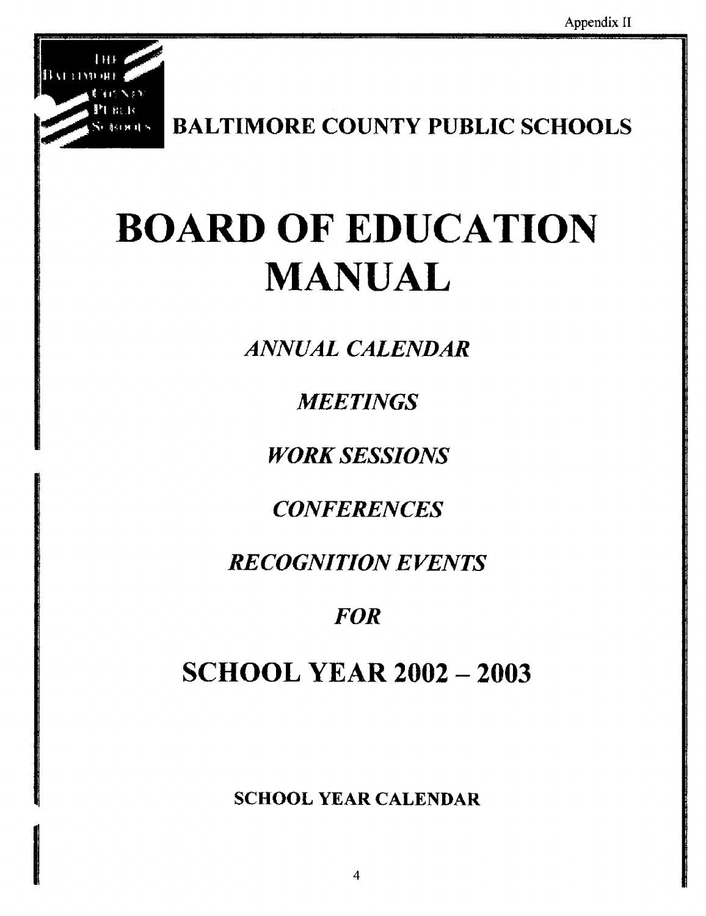Appendix II

BALTIMORE COUNTY PUBLIC SCHOOLS

# BOARD OF EDUCATION MANUAL

*ANNUAL CALENDAR*

*MEETINGS*

*WORK SESSIONS*

*CONFERENCES*

*RECOGNITION EVENTS*

*FOR*

## SCHOOL YEAR 2002 – 2003

**SCHOOL YEAR CALENDAR**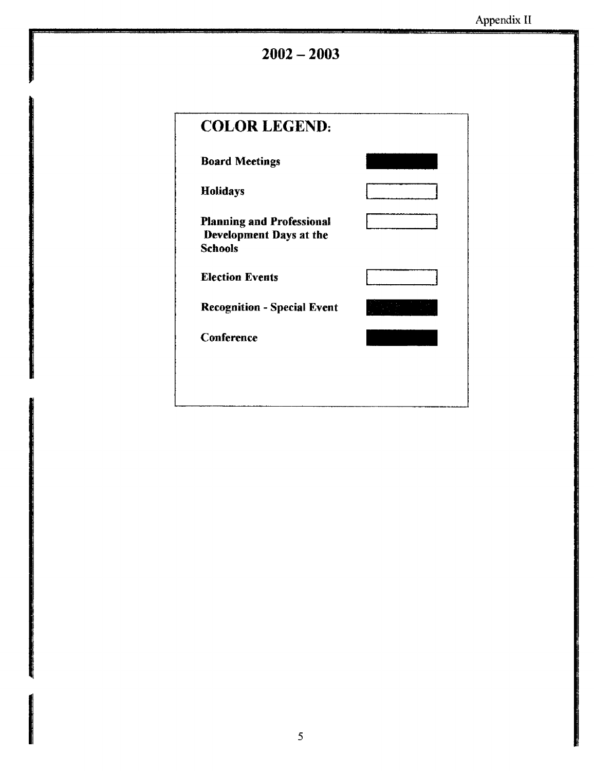# 2002 – 2003

## COLOR LEGEND:

| | |
|---|---|
| **Board Meetings** | |
| **Holidays** | |
| **Planning and Professional Development Days at the Schools** | |
| **Election Events** | |
| **Recognition - Special Event** | |
| **Conference** | |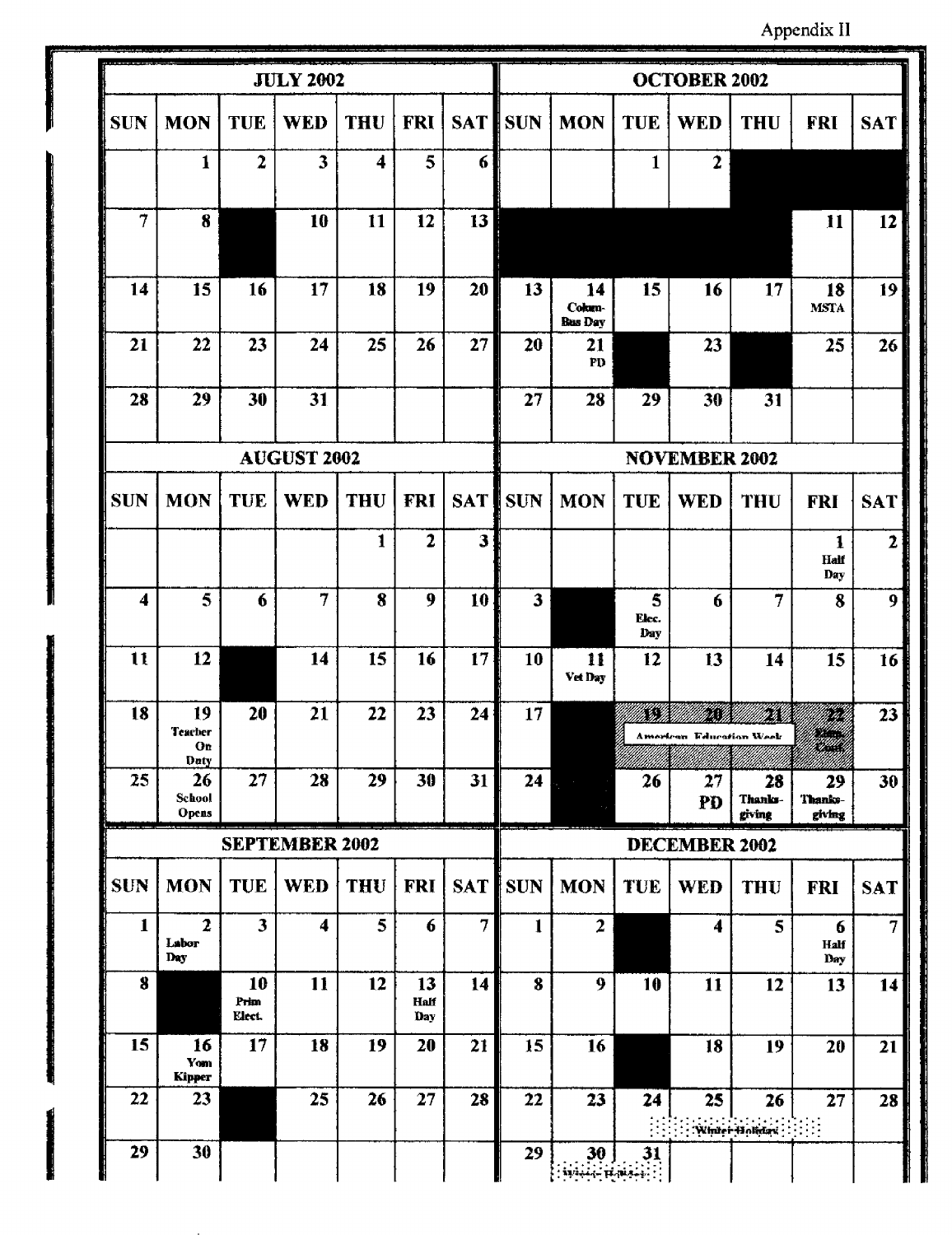Appendix II

## JULY 2002

| SUN | MON | TUE | WED | THU | FRI | SAT |
|---|---|---|---|---|---|---|
| | 1 | 2 | 3 | 4 | 5 | 6 |
| 7 | 8 | | 10 | 11 | 12 | 13 |
| 14 | 15 | 16 | 17 | 18 | 19 | 20 |
| 21 | 22 | 23 | 24 | 25 | 26 | 27 |
| 28 | 29 | 30 | 31 | | | |

## AUGUST 2002

| SUN | MON | TUE | WED | THU | FRI | SAT |
|---|---|---|---|---|---|---|
| | | | | 1 | 2 | 3 |
| 4 | 5 | 6 | 7 | 8 | 9 | 10 |
| 11 | 12 | | 14 | 15 | 16 | 17 |
| 18 | 19 Teacher On Duty | 20 | 21 | 22 | 23 | 24 |
| 25 | 26 School Opens | 27 | 28 | 29 | 30 | 31 |

## SEPTEMBER 2002

| SUN | MON | TUE | WED | THU | FRI | SAT |
|---|---|---|---|---|---|---|
| 1 | 2 Labor Day | 3 | 4 | 5 | 6 | 7 |
| 8 | | 10 Prim Elect. | 11 | 12 | 13 Half Day | 14 |
| 15 | 16 Yom Kipper | 17 | 18 | 19 | 20 | 21 |
| 22 | 23 | | 25 | 26 | 27 | 28 |
| 29 | 30 | | | | | |

## OCTOBER 2002

| SUN | MON | TUE | WED | THU | FRI | SAT |
|---|---|---|---|---|---|---|
| | | 1 | 2 | | | |
| | | | | | 11 | 12 |
| 13 | 14 Colum-Bus Day | 15 | 16 | 17 | 18 MSTA | 19 |
| 20 | 21 PD | | 23 | | 25 | 26 |
| 27 | 28 | 29 | 30 | 31 | | |

## NOVEMBER 2002

| SUN | MON | TUE | WED | THU | FRI | SAT |
|---|---|---|---|---|---|---|
| | | | | | 1 Half Day | 2 |
| 3 | | 5 Elec. Day | 6 | 7 | 8 | 9 |
| 10 | 11 Vet Day | 12 | 13 | 14 | 15 | 16 |
| 17 | | 19 American Education Week | 20 | 21 | 22 Elem. Conf. | 23 |
| 24 | | 26 | 27 PD | 28 Thanks-giving | 29 Thanks-giving | 30 |

## DECEMBER 2002

| SUN | MON | TUE | WED | THU | FRI | SAT |
|---|---|---|---|---|---|---|
| 1 | 2 | | 4 | 5 | 6 Half Day | 7 |
| 8 | 9 | 10 | 11 | 12 | 13 | 14 |
| 15 | 16 | | 18 | 19 | 20 | 21 |
| 22 | 23 | 24 Winter Holidays | 25 | 26 | 27 | 28 |
| 29 | 30 Winter Holidays | 31 | | | | |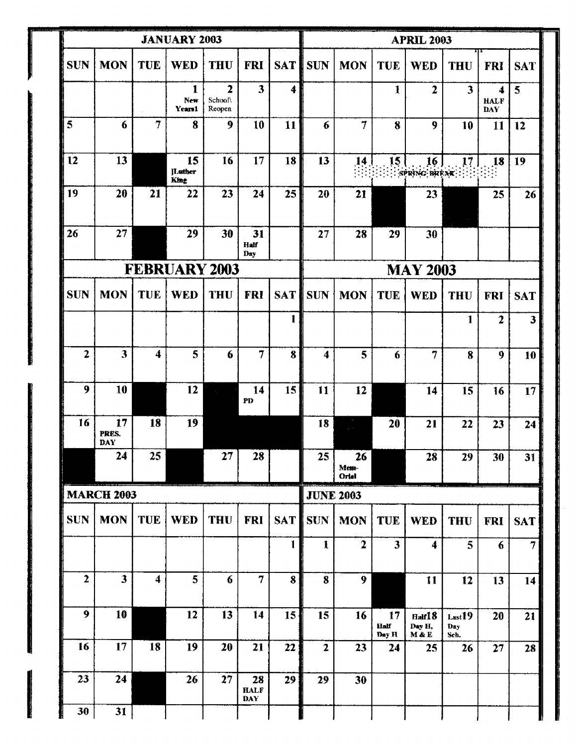## JANUARY 2003

| SUN | MON | TUE | WED | THU | FRI | SAT |
|---|---|---|---|---|---|---|
| | | | 1 New Years1 | 2 School\ Reopen | 3 | 4 |
| 5 | 6 | 7 | 8 | 9 | 10 | 11 |
| 12 | 13 | | 15 ]Luther King | 16 | 17 | 18 |
| 19 | 20 | 21 | 22 | 23 | 24 | 25 |
| 26 | 27 | | 29 | 30 | 31 Half Day | |

## APRIL 2003

| SUN | MON | TUE | WED | THU | FRI | SAT |
|---|---|---|---|---|---|---|
| | | 1 | 2 | 3 | 4 HALF DAY | 5 |
| 6 | 7 | 8 | 9 | 10 | 11 | 12 |
| 13 | 14 SPRING BREAK | 15 | 16 | 17 | 18 | 19 |
| 20 | 21 | | 23 | | 25 | 26 |
| 27 | 28 | 29 | 30 | | | |

## FEBRUARY 2003

| SUN | MON | TUE | WED | THU | FRI | SAT |
|---|---|---|---|---|---|---|
| | | | | | | 1 |
| 2 | 3 | 4 | 5 | 6 | 7 | 8 |
| 9 | 10 | | 12 | | 14 PD | 15 |
| 16 | 17 PRES. DAY | 18 | 19 | | | |
| | 24 | 25 | | 27 | 28 | |

## MAY 2003

| SUN | MON | TUE | WED | THU | FRI | SAT |
|---|---|---|---|---|---|---|
| | | | | 1 | 2 | 3 |
| 4 | 5 | 6 | 7 | 8 | 9 | 10 |
| 11 | 12 | | 14 | 15 | 16 | 17 |
| 18 | | 20 | 21 | 22 | 23 | 24 |
| 25 | 26 Mem-Orial | | 28 | 29 | 30 | 31 |

## MARCH 2003

| SUN | MON | TUE | WED | THU | FRI | SAT |
|---|---|---|---|---|---|---|
| | | | | | | 1 |
| 2 | 3 | 4 | 5 | 6 | 7 | 8 |
| 9 | 10 | | 12 | 13 | 14 | 15 |
| 16 | 17 | 18 | 19 | 20 | 21 | 22 |
| 23 | 24 | | 26 | 27 | 28 HALF DAY | 29 |
| 30 | 31 | | | | | |

## JUNE 2003

| SUN | MON | TUE | WED | THU | FRI | SAT |
|---|---|---|---|---|---|---|
| 1 | 2 | 3 | 4 | 5 | 6 | 7 |
| 8 | 9 | | 11 | 12 | 13 | 14 |
| 15 | 16 | 17 Half Day H | Half18 Day H, M & E | Last19 Day Sch. | 20 | 21 |
| 2 | 23 | 24 | 25 | 26 | 27 | 28 |
| 29 | 30 | | | | | |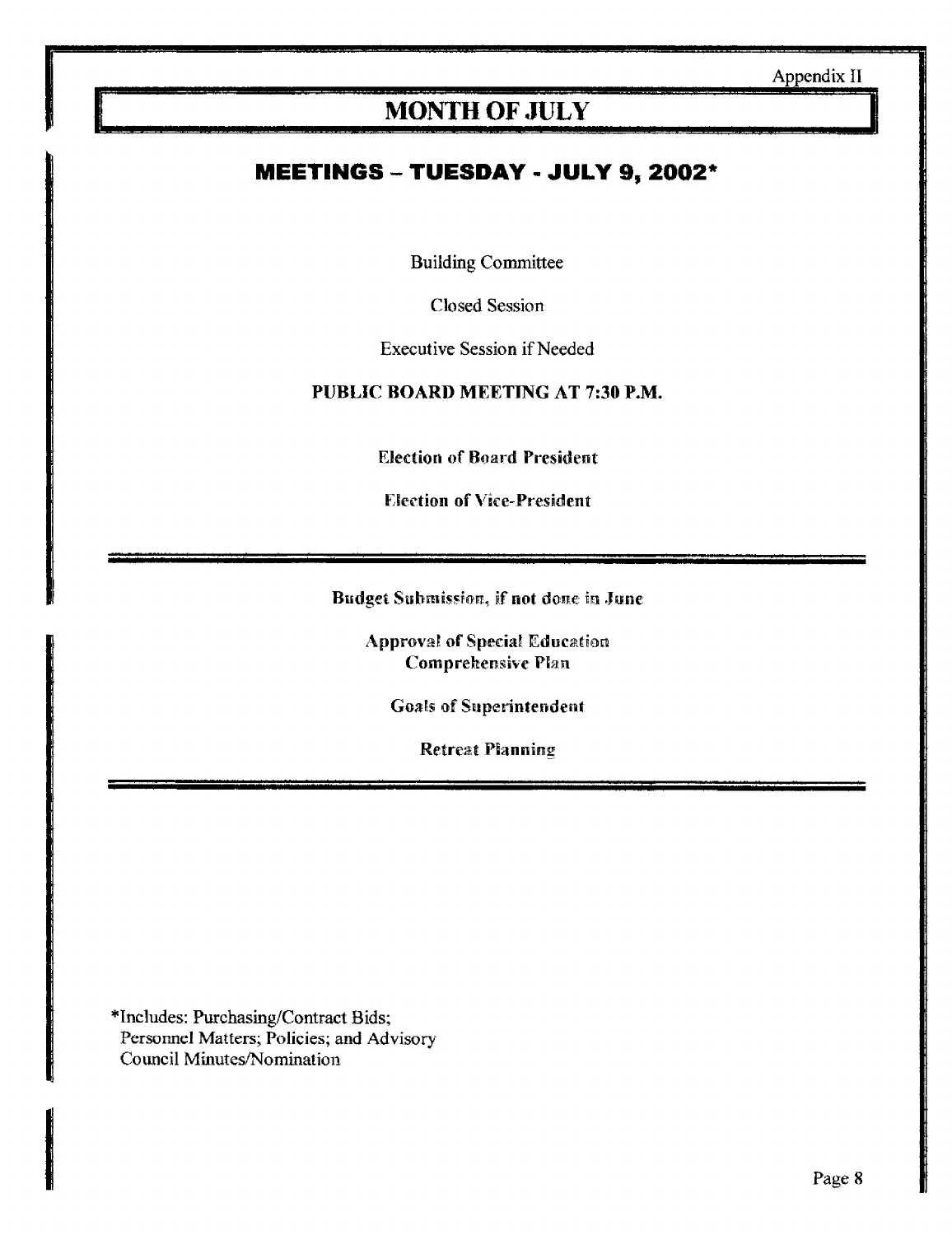Appendix II

# MONTH OF JULY

## MEETINGS – TUESDAY - JULY 9, 2002*

Building Committee

Closed Session

Executive Session if Needed

**PUBLIC BOARD MEETING AT 7:30 P.M.**

**Election of Board President**

**Election of Vice-President**

---

**Budget Submission, if not done in June**

**Approval of Special Education Comprehensive Plan**

**Goals of Superintendent**

**Retreat Planning**

---

*Includes: Purchasing/Contract Bids; Personnel Matters; Policies; and Advisory Council Minutes/Nomination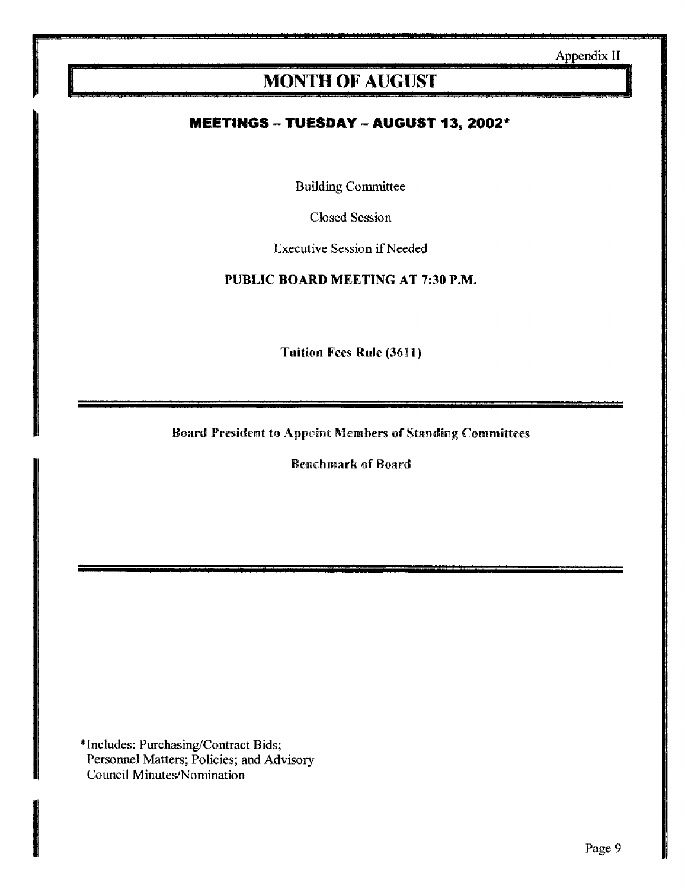Appendix II

# MONTH OF AUGUST

## MEETINGS – TUESDAY – AUGUST 13, 2002*

Building Committee

Closed Session

Executive Session if Needed

**PUBLIC BOARD MEETING AT 7:30 P.M.**

**Tuition Fees Rule (3611)**

---

**Board President to Appoint Members of Standing Committees**

**Benchmark of Board**

---

*Includes: Purchasing/Contract Bids;
Personnel Matters; Policies; and Advisory
Council Minutes/Nomination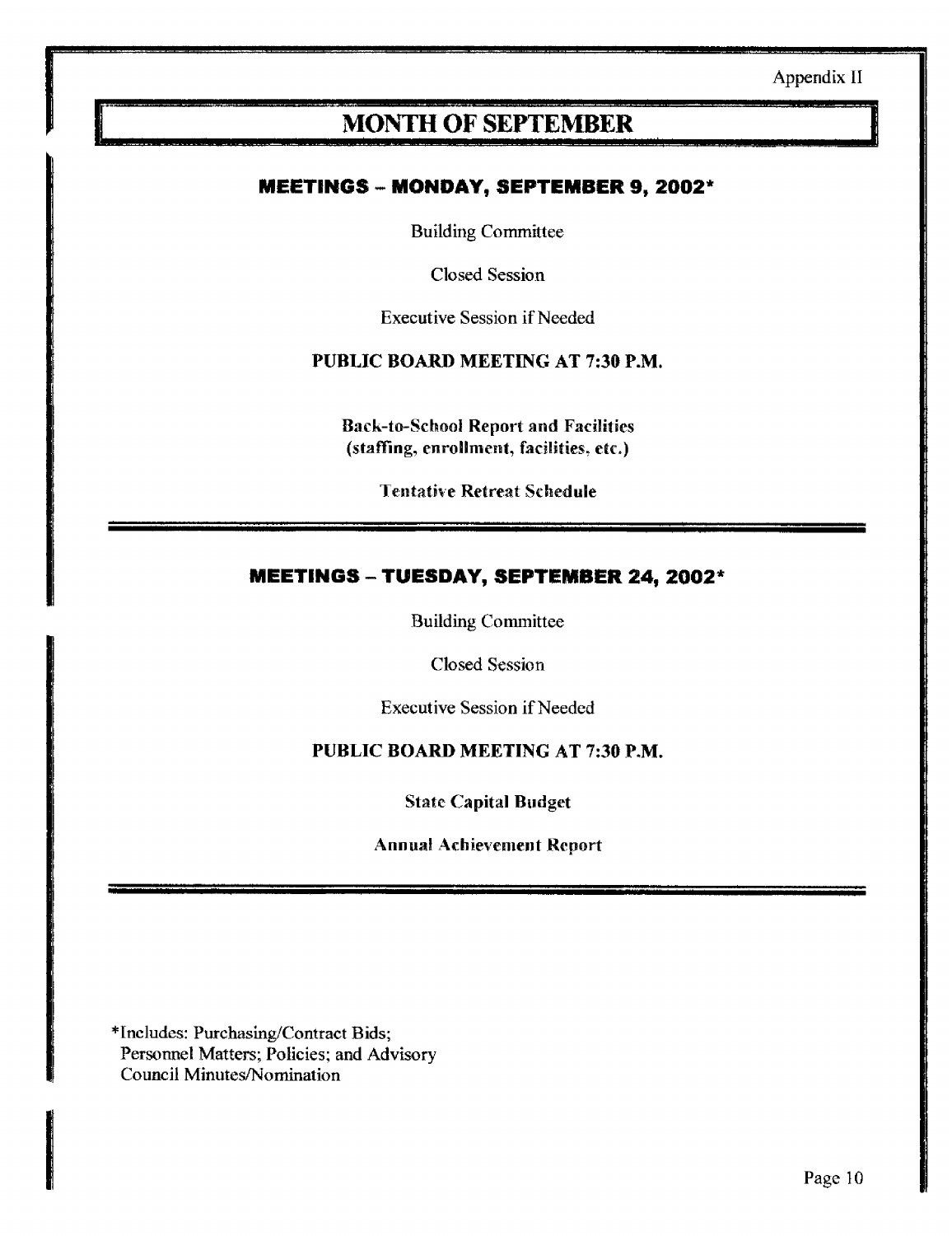Appendix II

# MONTH OF SEPTEMBER

## MEETINGS – MONDAY, SEPTEMBER 9, 2002*

Building Committee

Closed Session

Executive Session if Needed

**PUBLIC BOARD MEETING AT 7:30 P.M.**

**Back-to-School Report and Facilities (staffing, enrollment, facilities, etc.)**

**Tentative Retreat Schedule**

---

## MEETINGS – TUESDAY, SEPTEMBER 24, 2002*

Building Committee

Closed Session

Executive Session if Needed

**PUBLIC BOARD MEETING AT 7:30 P.M.**

**State Capital Budget**

**Annual Achievement Report**

---

*Includes: Purchasing/Contract Bids; Personnel Matters; Policies; and Advisory Council Minutes/Nomination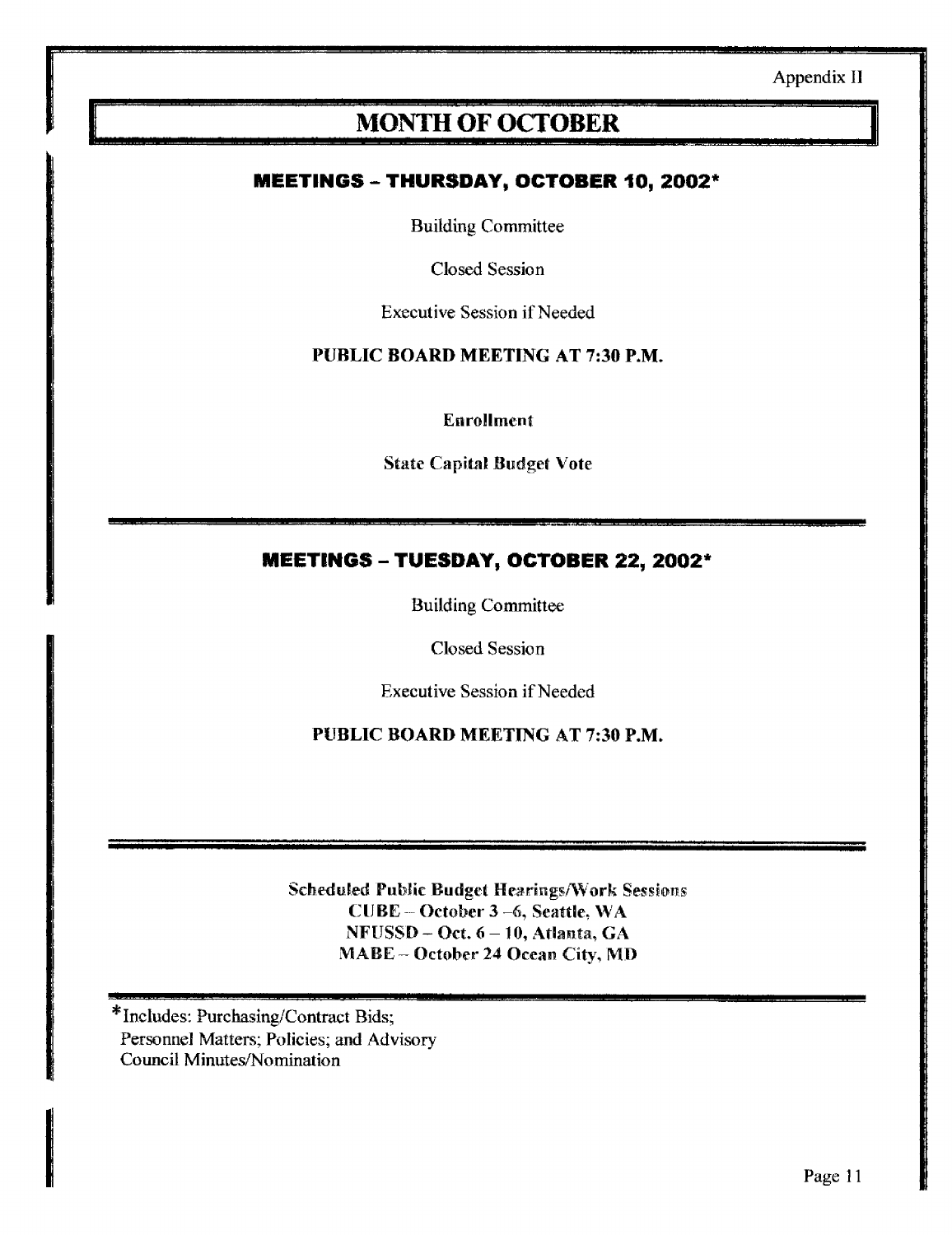Appendix II

# MONTH OF OCTOBER

## MEETINGS – THURSDAY, OCTOBER 10, 2002*

Building Committee

Closed Session

Executive Session if Needed

**PUBLIC BOARD MEETING AT 7:30 P.M.**

**Enrollment**

**State Capital Budget Vote**

---

## MEETINGS – TUESDAY, OCTOBER 22, 2002*

Building Committee

Closed Session

Executive Session if Needed

**PUBLIC BOARD MEETING AT 7:30 P.M.**

---

**Scheduled Public Budget Hearings/Work Sessions**
**CUBE – October 3 –6, Seattle, WA**
**NFUSSD – Oct. 6 – 10, Atlanta, GA**
**MABE – October 24 Ocean City, MD**

---

*Includes: Purchasing/Contract Bids; Personnel Matters; Policies; and Advisory Council Minutes/Nomination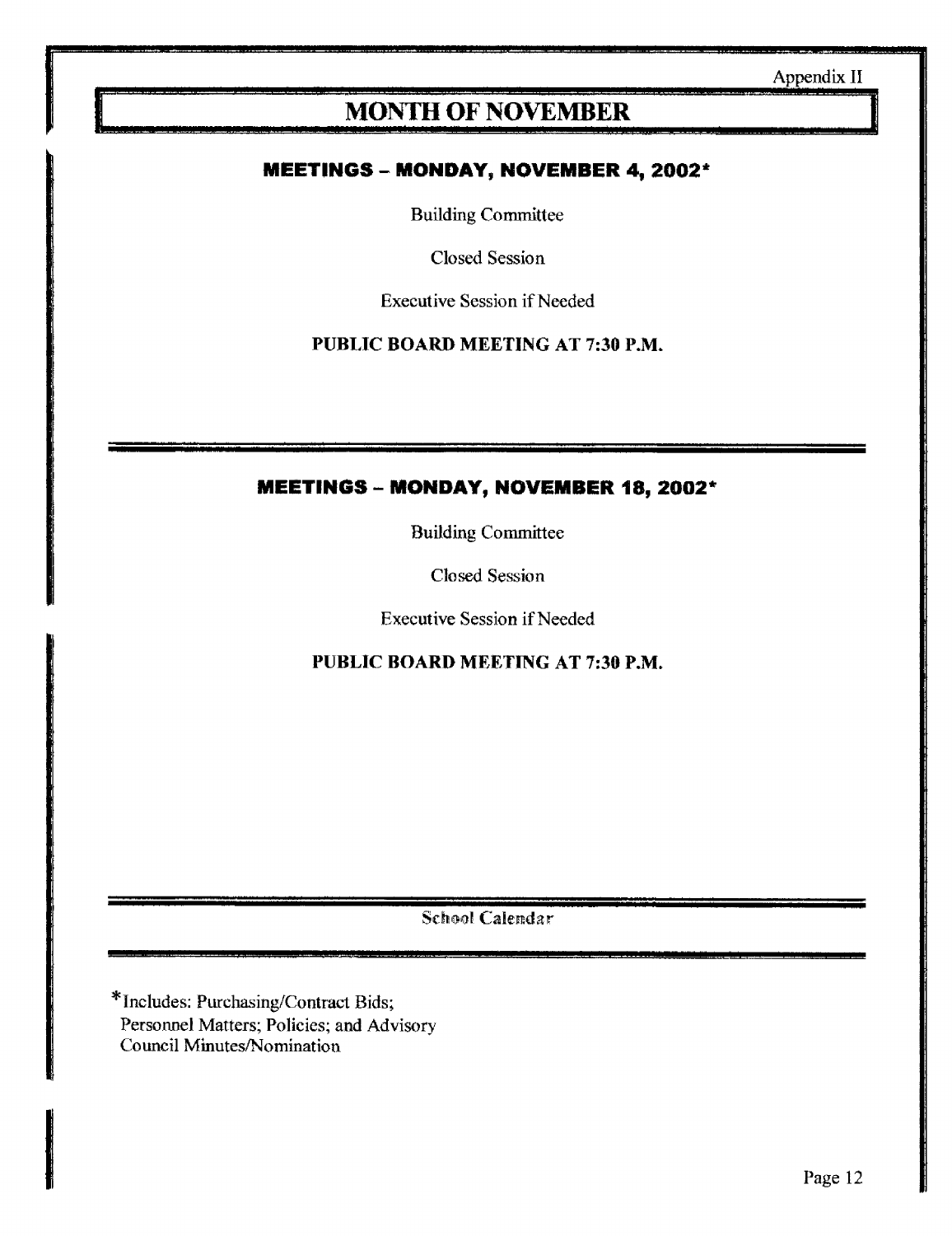Appendix II

# MONTH OF NOVEMBER

## MEETINGS – MONDAY, NOVEMBER 4, 2002*

Building Committee

Closed Session

Executive Session if Needed

**PUBLIC BOARD MEETING AT 7:30 P.M.**

---

## MEETINGS – MONDAY, NOVEMBER 18, 2002*

Building Committee

Closed Session

Executive Session if Needed

**PUBLIC BOARD MEETING AT 7:30 P.M.**

---

School Calendar

---

*Includes: Purchasing/Contract Bids; Personnel Matters; Policies; and Advisory Council Minutes/Nomination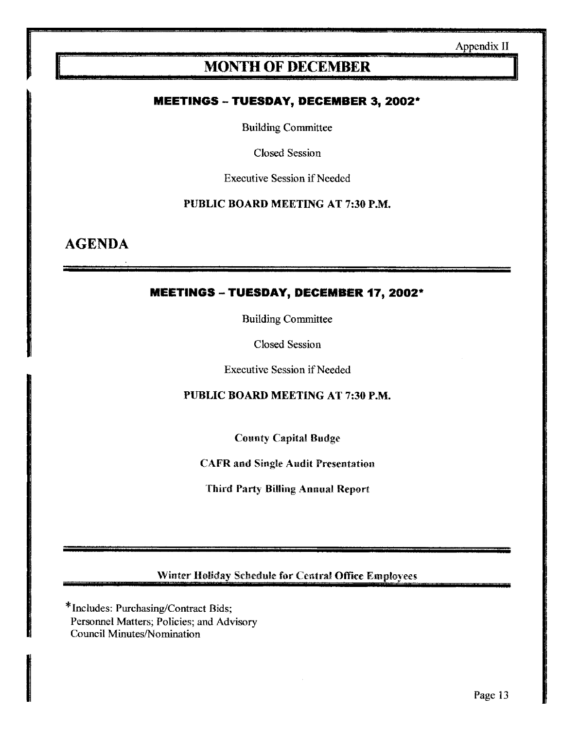Appendix II

# MONTH OF DECEMBER

### MEETINGS – TUESDAY, DECEMBER 3, 2002*

Building Committee

Closed Session

Executive Session if Needed

**PUBLIC BOARD MEETING AT 7:30 P.M.**

## AGENDA

### MEETINGS – TUESDAY, DECEMBER 17, 2002*

Building Committee

Closed Session

Executive Session if Needed

**PUBLIC BOARD MEETING AT 7:30 P.M.**

**County Capital Budge**

**CAFR and Single Audit Presentation**

**Third Party Billing Annual Report**

Winter Holiday Schedule for Central Office Employees

*Includes: Purchasing/Contract Bids; Personnel Matters; Policies; and Advisory Council Minutes/Nomination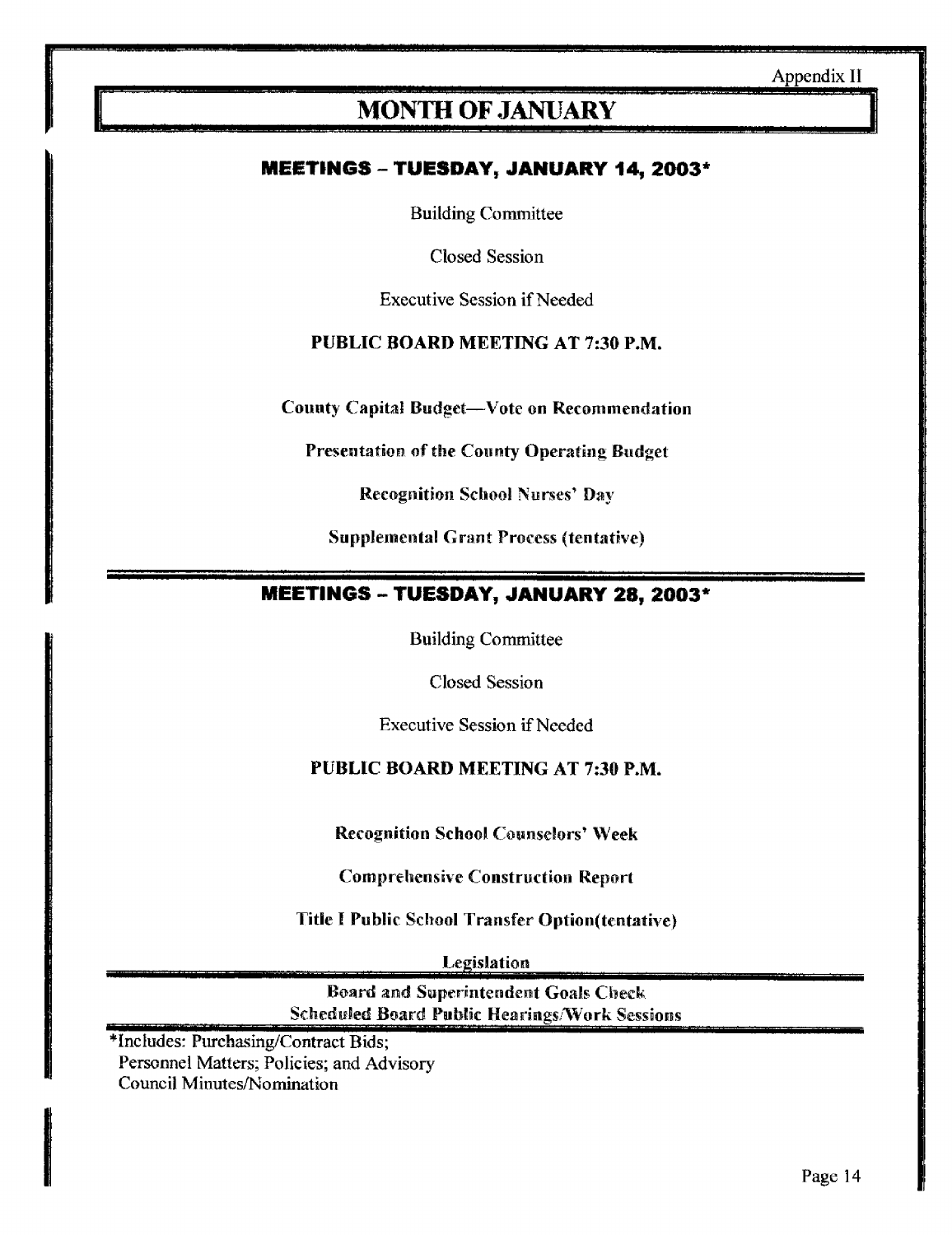Appendix II

# MONTH OF JANUARY

## MEETINGS – TUESDAY, JANUARY 14, 2003*

Building Committee

Closed Session

Executive Session if Needed

**PUBLIC BOARD MEETING AT 7:30 P.M.**

**County Capital Budget—Vote on Recommendation**

**Presentation of the County Operating Budget**

**Recognition School Nurses' Day**

**Supplemental Grant Process (tentative)**

## MEETINGS – TUESDAY, JANUARY 28, 2003*

Building Committee

Closed Session

Executive Session if Needed

**PUBLIC BOARD MEETING AT 7:30 P.M.**

**Recognition School Counselors' Week**

**Comprehensive Construction Report**

**Title I Public School Transfer Option(tentative)**

**Legislation**

**Board and Superintendent Goals Check**
**Scheduled Board Public Hearings/Work Sessions**

*Includes: Purchasing/Contract Bids;
Personnel Matters; Policies; and Advisory
Council Minutes/Nomination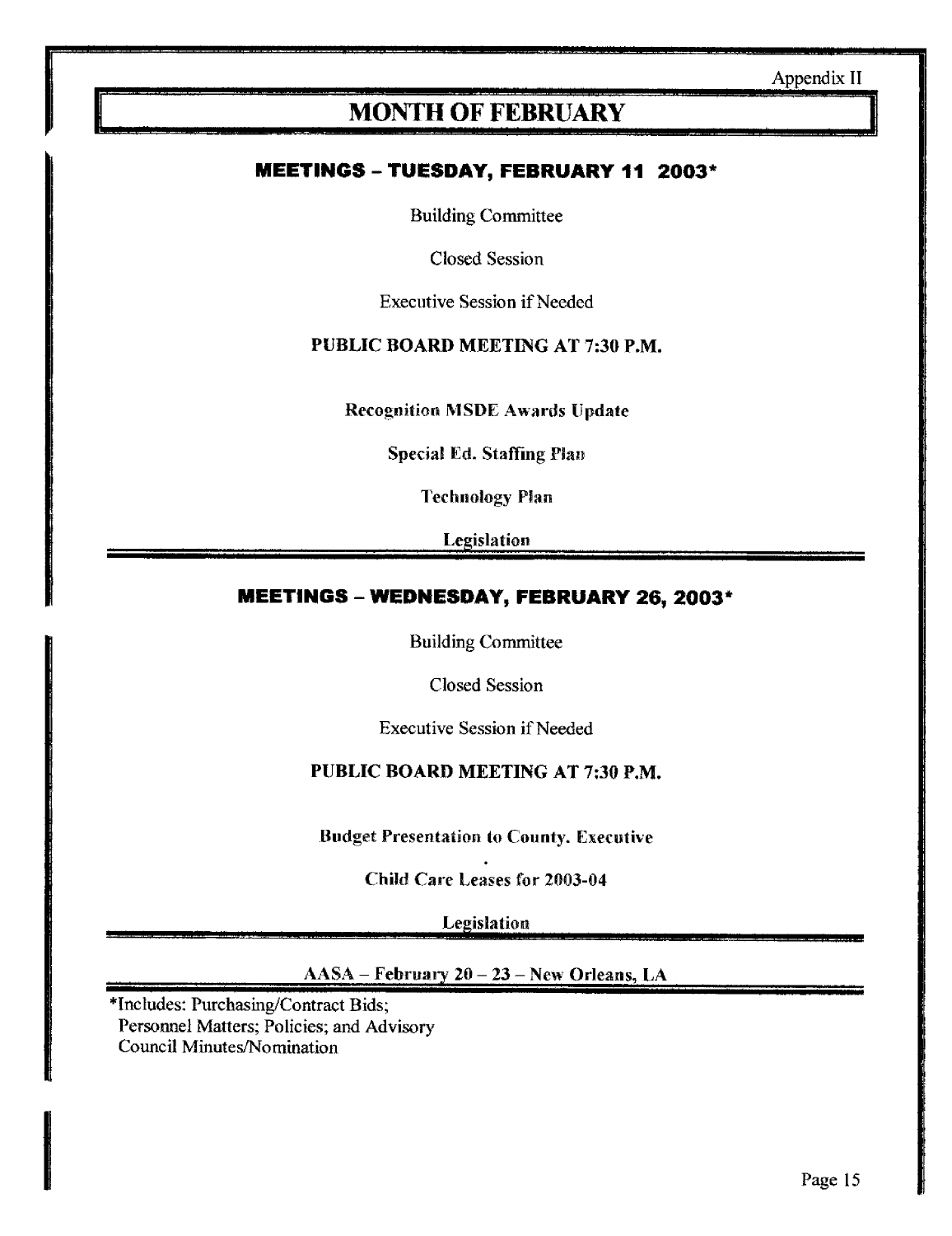Appendix II

# MONTH OF FEBRUARY

## MEETINGS – TUESDAY, FEBRUARY 11 2003*

Building Committee

Closed Session

Executive Session if Needed

**PUBLIC BOARD MEETING AT 7:30 P.M.**

**Recognition MSDE Awards Update**

**Special Ed. Staffing Plan**

**Technology Plan**

**Legislation**

## MEETINGS – WEDNESDAY, FEBRUARY 26, 2003*

Building Committee

Closed Session

Executive Session if Needed

**PUBLIC BOARD MEETING AT 7:30 P.M.**

**Budget Presentation to County. Executive**

**Child Care Leases for 2003-04**

**Legislation**

AASA – February 20 – 23 – New Orleans, LA

*Includes: Purchasing/Contract Bids; Personnel Matters; Policies; and Advisory Council Minutes/Nomination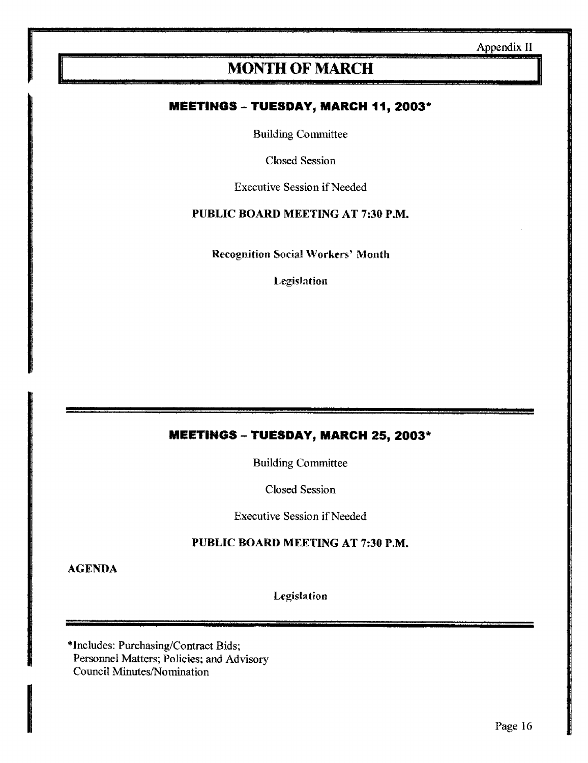Appendix II

# MONTH OF MARCH

## MEETINGS – TUESDAY, MARCH 11, 2003*

Building Committee

Closed Session

Executive Session if Needed

**PUBLIC BOARD MEETING AT 7:30 P.M.**

**Recognition Social Workers' Month**

**Legislation**

## MEETINGS – TUESDAY, MARCH 25, 2003*

Building Committee

Closed Session

Executive Session if Needed

**PUBLIC BOARD MEETING AT 7:30 P.M.**

**AGENDA**

**Legislation**

*Includes: Purchasing/Contract Bids; Personnel Matters; Policies; and Advisory Council Minutes/Nomination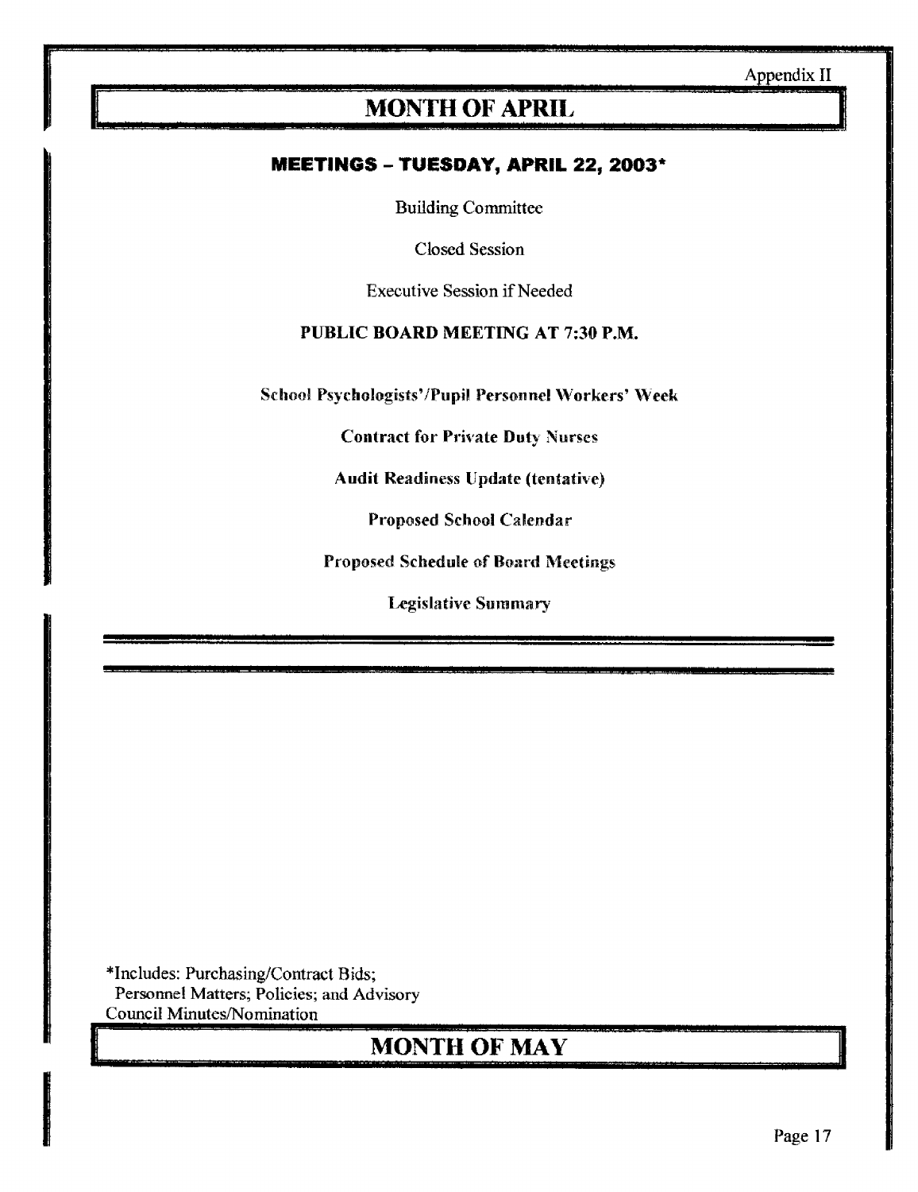Appendix II

## MONTH OF APRIL

### MEETINGS – TUESDAY, APRIL 22, 2003*

Building Committee

Closed Session

Executive Session if Needed

**PUBLIC BOARD MEETING AT 7:30 P.M.**

**School Psychologists'/Pupil Personnel Workers' Week**

**Contract for Private Duty Nurses**

**Audit Readiness Update (tentative)**

**Proposed School Calendar**

**Proposed Schedule of Board Meetings**

**Legislative Summary**

---

*Includes: Purchasing/Contract Bids; Personnel Matters; Policies; and Advisory Council Minutes/Nomination

## MONTH OF MAY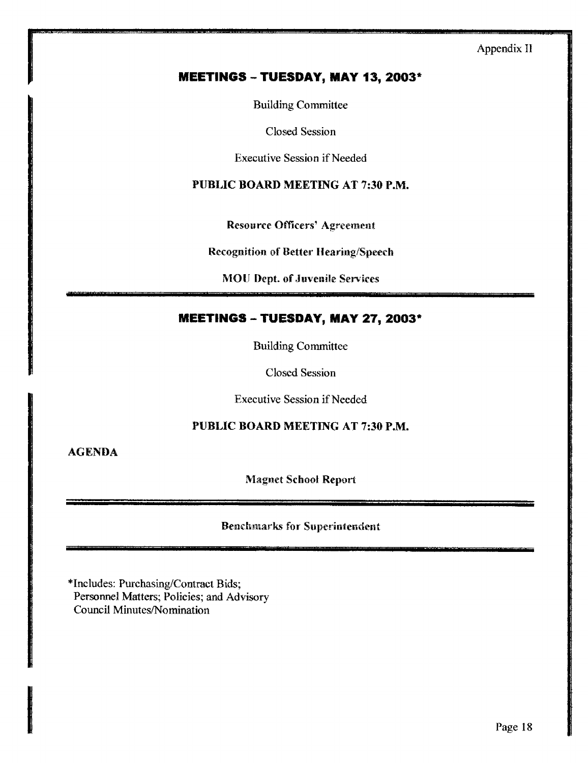Appendix II

## MEETINGS – TUESDAY, MAY 13, 2003*

Building Committee

Closed Session

Executive Session if Needed

**PUBLIC BOARD MEETING AT 7:30 P.M.**

**Resource Officers' Agreement**

**Recognition of Better Hearing/Speech**

**MOU Dept. of Juvenile Services**

---

## MEETINGS – TUESDAY, MAY 27, 2003*

Building Committee

Closed Session

Executive Session if Needed

**PUBLIC BOARD MEETING AT 7:30 P.M.**

**AGENDA**

**Magnet School Report**

---

**Benchmarks for Superintendent**

---

*Includes: Purchasing/Contract Bids; Personnel Matters; Policies; and Advisory Council Minutes/Nomination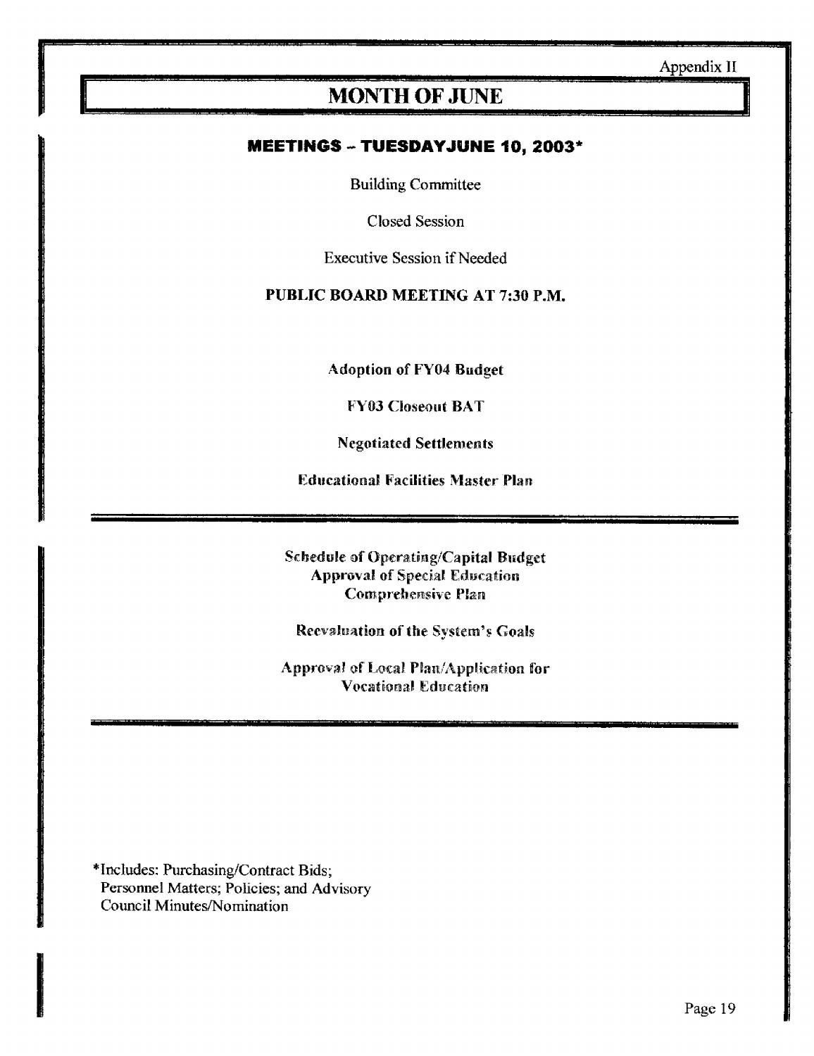Appendix II

# MONTH OF JUNE

## MEETINGS – TUESDAYJUNE 10, 2003*

Building Committee

Closed Session

Executive Session if Needed

**PUBLIC BOARD MEETING AT 7:30 P.M.**

**Adoption of FY04 Budget**

**FY03 Closeout BAT**

**Negotiated Settlements**

**Educational Facilities Master Plan**

---

**Schedule of Operating/Capital Budget**
**Approval of Special Education Comprehensive Plan**

**Reevaluation of the System's Goals**

**Approval of Local Plan/Application for Vocational Education**

---

*Includes: Purchasing/Contract Bids; Personnel Matters; Policies; and Advisory Council Minutes/Nomination